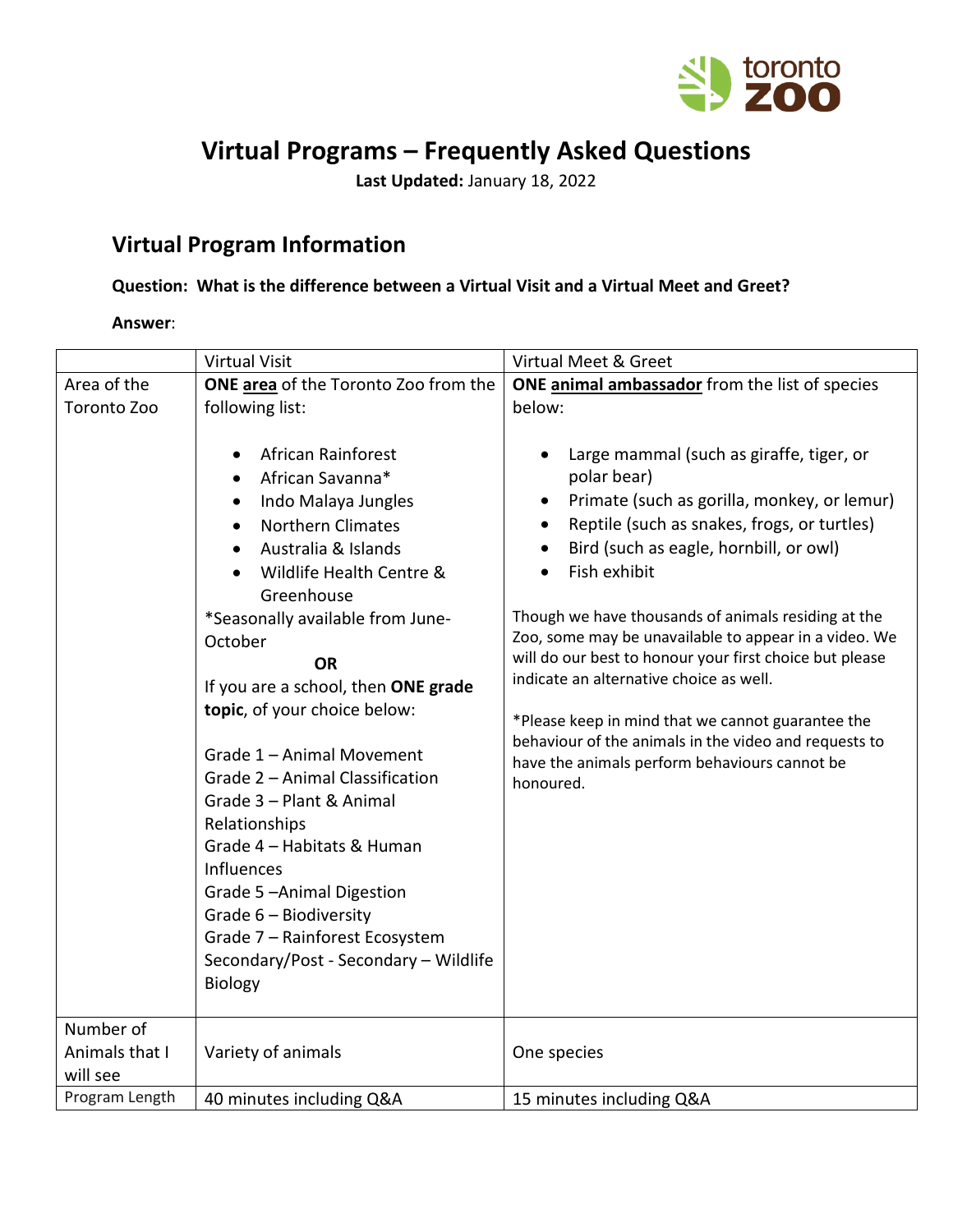# Virtual Programs – Frequently Asked Questions

**Last Updated:** January 18, 2022

## Virtual Program Information

**Question: What is the difference between a Virtual Visit and a Virtual Meet and Greet?**

**Answer**:

| | Virtual Visit | Virtual Meet & Greet |
|---|---|---|
| Area of the Toronto Zoo | **ONE area** of the Toronto Zoo from the following list:<br><br>• African Rainforest<br>• African Savanna*<br>• Indo Malaya Jungles<br>• Northern Climates<br>• Australia & Islands<br>• Wildlife Health Centre & Greenhouse<br><br>*Seasonally available from June-October<br><br>**OR**<br><br>If you are a school, then **ONE grade topic**, of your choice below:<br><br>Grade 1 – Animal Movement<br>Grade 2 – Animal Classification<br>Grade 3 – Plant & Animal Relationships<br>Grade 4 – Habitats & Human Influences<br>Grade 5 –Animal Digestion<br>Grade 6 – Biodiversity<br>Grade 7 – Rainforest Ecosystem<br>Secondary/Post - Secondary – Wildlife Biology | **ONE animal ambassador** from the list of species below:<br><br>• Large mammal (such as giraffe, tiger, or polar bear)<br>• Primate (such as gorilla, monkey, or lemur)<br>• Reptile (such as snakes, frogs, or turtles)<br>• Bird (such as eagle, hornbill, or owl)<br>• Fish exhibit<br><br>Though we have thousands of animals residing at the Zoo, some may be unavailable to appear in a video. We will do our best to honour your first choice but please indicate an alternative choice as well.<br><br>*Please keep in mind that we cannot guarantee the behaviour of the animals in the video and requests to have the animals perform behaviours cannot be honoured. |
| Number of Animals that I will see | Variety of animals | One species |
| Program Length | 40 minutes including Q&A | 15 minutes including Q&A |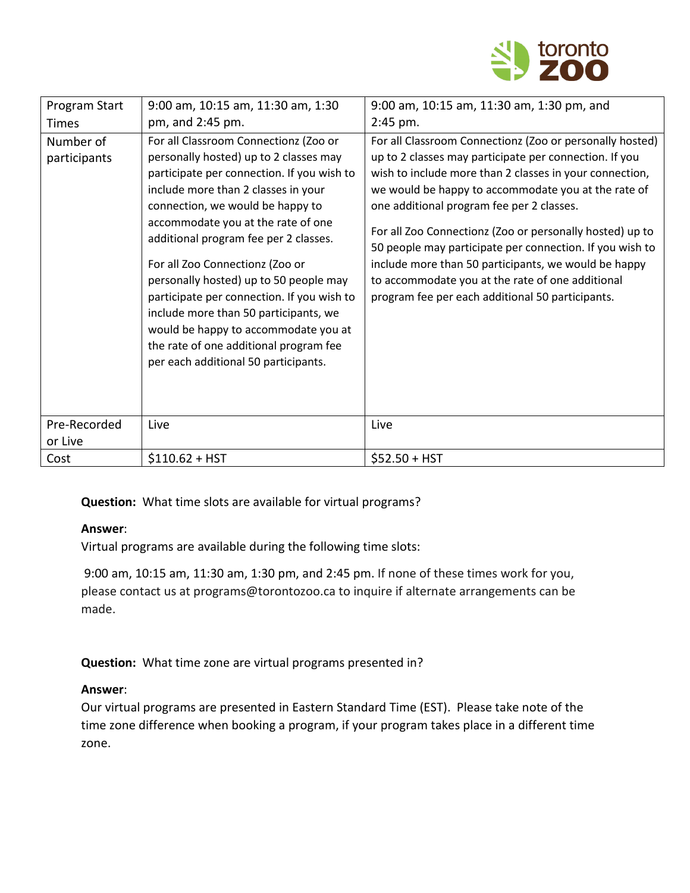| Program Start Times | 9:00 am, 10:15 am, 11:30 am, 1:30 pm, and 2:45 pm. | 9:00 am, 10:15 am, 11:30 am, 1:30 pm, and 2:45 pm. |
|---|---|---|
| Number of participants | For all Classroom Connectionz (Zoo or personally hosted) up to 2 classes may participate per connection. If you wish to include more than 2 classes in your connection, we would be happy to accommodate you at the rate of one additional program fee per 2 classes.<br><br>For all Zoo Connectionz (Zoo or personally hosted) up to 50 people may participate per connection. If you wish to include more than 50 participants, we would be happy to accommodate you at the rate of one additional program fee per each additional 50 participants. | For all Classroom Connectionz (Zoo or personally hosted) up to 2 classes may participate per connection. If you wish to include more than 2 classes in your connection, we would be happy to accommodate you at the rate of one additional program fee per 2 classes.<br><br>For all Zoo Connectionz (Zoo or personally hosted) up to 50 people may participate per connection. If you wish to include more than 50 participants, we would be happy to accommodate you at the rate of one additional program fee per each additional 50 participants. |
| Pre-Recorded or Live | Live | Live |
| Cost | $110.62 + HST | $52.50 + HST |

**Question:** What time slots are available for virtual programs?

**Answer**:
Virtual programs are available during the following time slots:

9:00 am, 10:15 am, 11:30 am, 1:30 pm, and 2:45 pm. If none of these times work for you, please contact us at programs@torontozoo.ca to inquire if alternate arrangements can be made.

**Question:** What time zone are virtual programs presented in?

**Answer**:
Our virtual programs are presented in Eastern Standard Time (EST). Please take note of the time zone difference when booking a program, if your program takes place in a different time zone.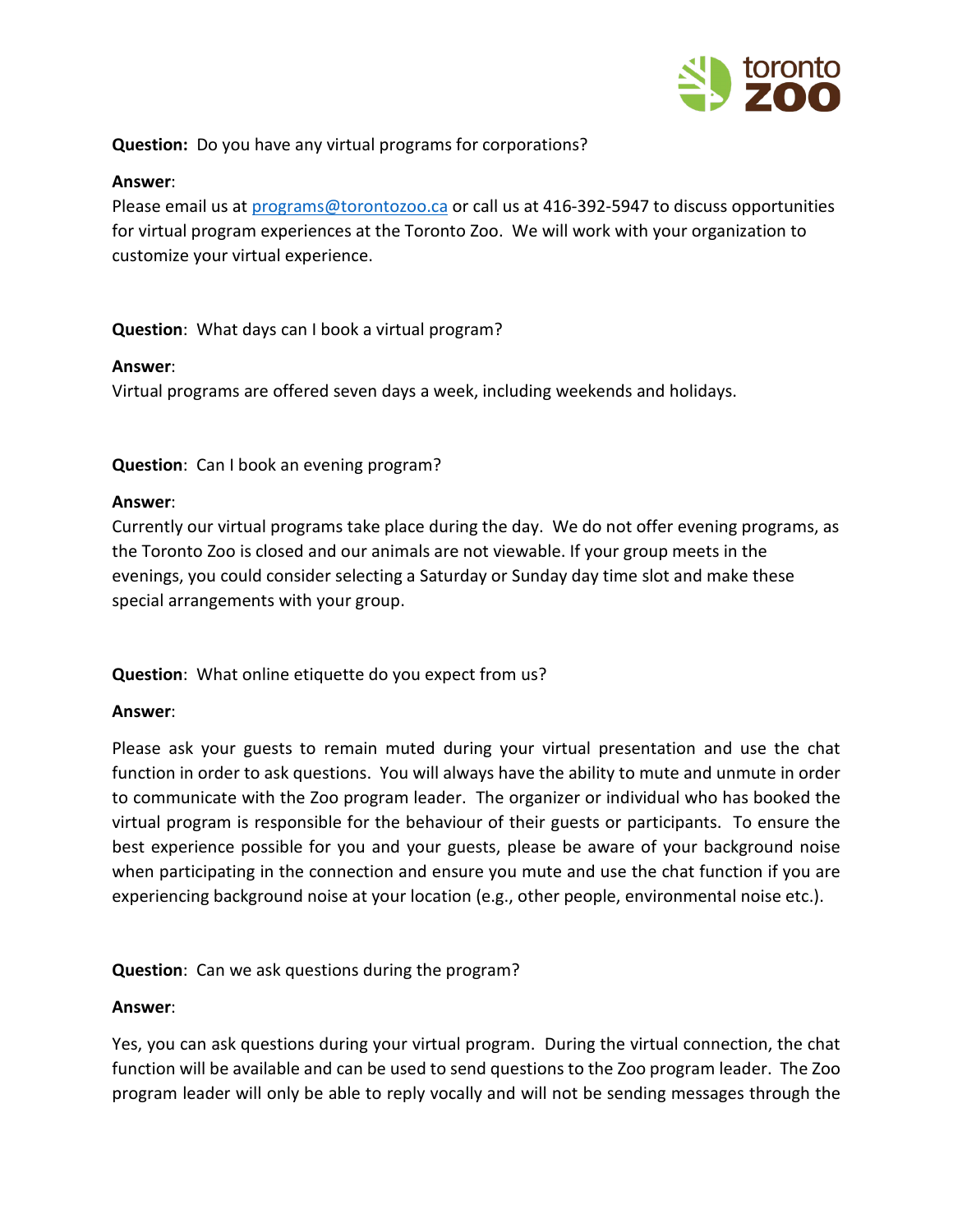**Question:** Do you have any virtual programs for corporations?

**Answer**:
Please email us at [programs@torontozoo.ca](mailto:programs@torontozoo.ca) or call us at 416-392-5947 to discuss opportunities for virtual program experiences at the Toronto Zoo. We will work with your organization to customize your virtual experience.

**Question**: What days can I book a virtual program?

**Answer**:
Virtual programs are offered seven days a week, including weekends and holidays.

**Question**: Can I book an evening program?

**Answer**:
Currently our virtual programs take place during the day. We do not offer evening programs, as the Toronto Zoo is closed and our animals are not viewable. If your group meets in the evenings, you could consider selecting a Saturday or Sunday day time slot and make these special arrangements with your group.

**Question**: What online etiquette do you expect from us?

**Answer**:

Please ask your guests to remain muted during your virtual presentation and use the chat function in order to ask questions. You will always have the ability to mute and unmute in order to communicate with the Zoo program leader. The organizer or individual who has booked the virtual program is responsible for the behaviour of their guests or participants. To ensure the best experience possible for you and your guests, please be aware of your background noise when participating in the connection and ensure you mute and use the chat function if you are experiencing background noise at your location (e.g., other people, environmental noise etc.).

**Question**: Can we ask questions during the program?

**Answer**:

Yes, you can ask questions during your virtual program. During the virtual connection, the chat function will be available and can be used to send questions to the Zoo program leader. The Zoo program leader will only be able to reply vocally and will not be sending messages through the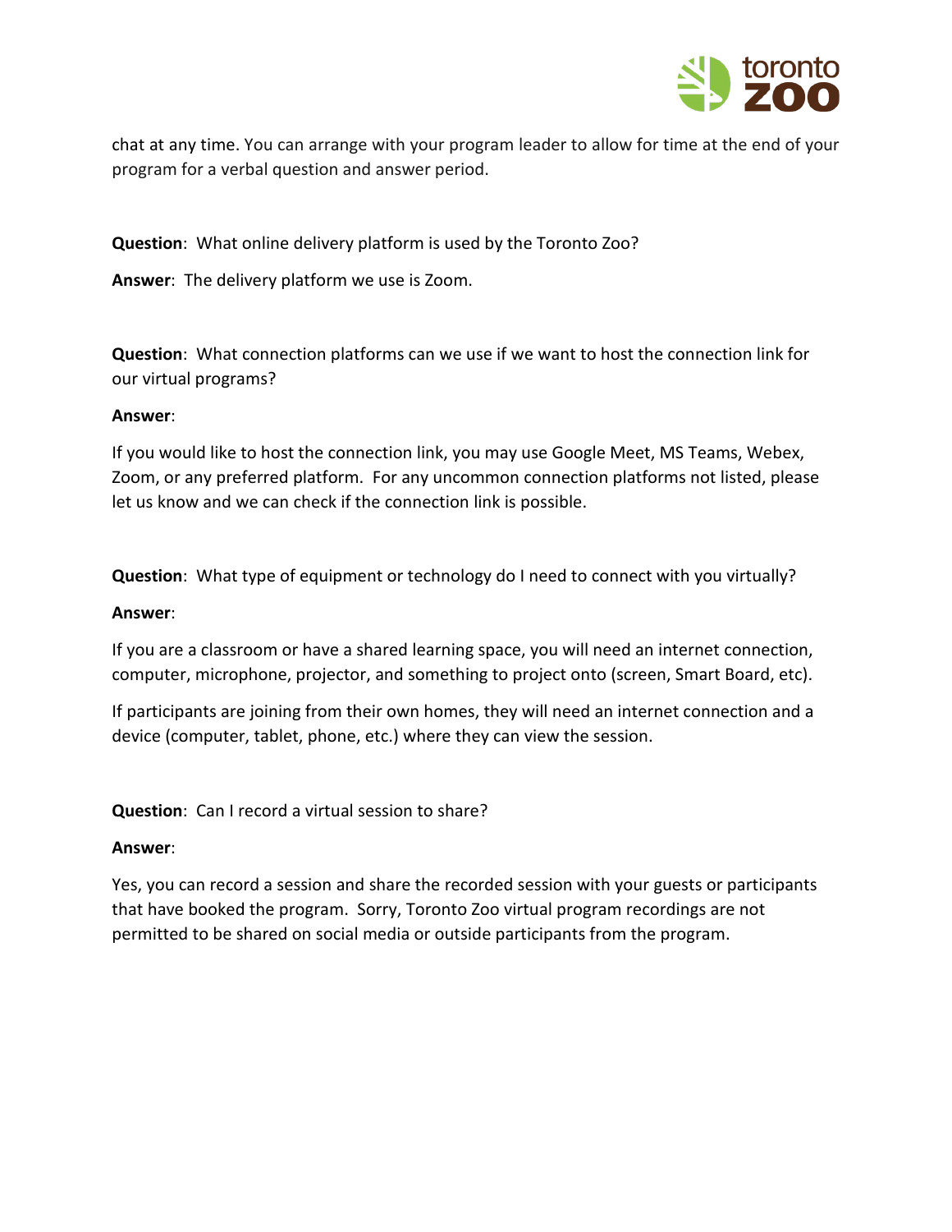chat at any time. You can arrange with your program leader to allow for time at the end of your program for a verbal question and answer period.

**Question**: What online delivery platform is used by the Toronto Zoo?

**Answer**: The delivery platform we use is Zoom.

**Question**: What connection platforms can we use if we want to host the connection link for our virtual programs?

**Answer**:

If you would like to host the connection link, you may use Google Meet, MS Teams, Webex, Zoom, or any preferred platform. For any uncommon connection platforms not listed, please let us know and we can check if the connection link is possible.

**Question**: What type of equipment or technology do I need to connect with you virtually?

**Answer**:

If you are a classroom or have a shared learning space, you will need an internet connection, computer, microphone, projector, and something to project onto (screen, Smart Board, etc).

If participants are joining from their own homes, they will need an internet connection and a device (computer, tablet, phone, etc.) where they can view the session.

**Question**: Can I record a virtual session to share?

**Answer**:

Yes, you can record a session and share the recorded session with your guests or participants that have booked the program. Sorry, Toronto Zoo virtual program recordings are not permitted to be shared on social media or outside participants from the program.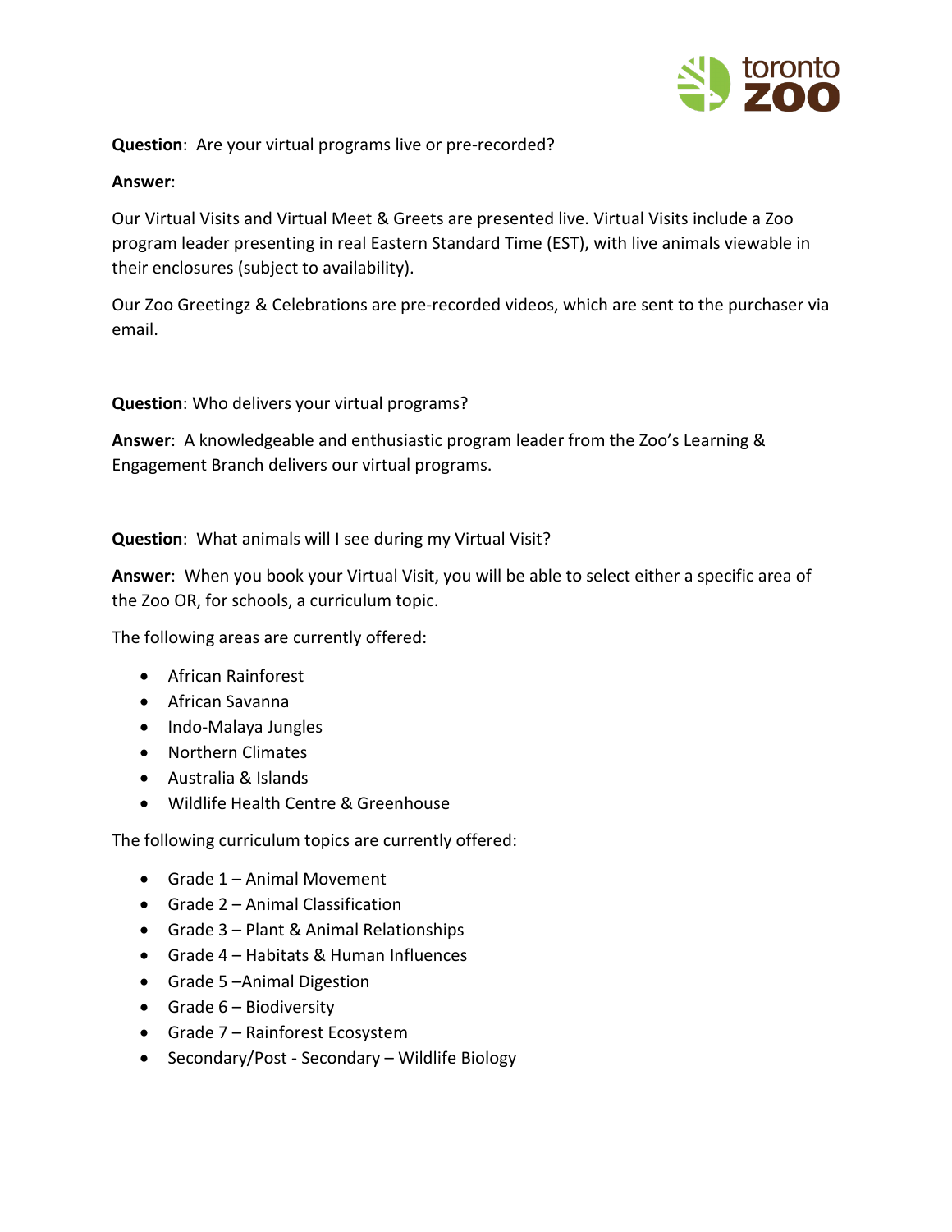**Question**: Are your virtual programs live or pre-recorded?

**Answer**:

Our Virtual Visits and Virtual Meet & Greets are presented live. Virtual Visits include a Zoo program leader presenting in real Eastern Standard Time (EST), with live animals viewable in their enclosures (subject to availability).

Our Zoo Greetingz & Celebrations are pre-recorded videos, which are sent to the purchaser via email.

**Question**: Who delivers your virtual programs?

**Answer**: A knowledgeable and enthusiastic program leader from the Zoo's Learning & Engagement Branch delivers our virtual programs.

**Question**: What animals will I see during my Virtual Visit?

**Answer**: When you book your Virtual Visit, you will be able to select either a specific area of the Zoo OR, for schools, a curriculum topic.

The following areas are currently offered:

- African Rainforest
- African Savanna
- Indo-Malaya Jungles
- Northern Climates
- Australia & Islands
- Wildlife Health Centre & Greenhouse

The following curriculum topics are currently offered:

- Grade 1 – Animal Movement
- Grade 2 – Animal Classification
- Grade 3 – Plant & Animal Relationships
- Grade 4 – Habitats & Human Influences
- Grade 5 –Animal Digestion
- Grade 6 – Biodiversity
- Grade 7 – Rainforest Ecosystem
- Secondary/Post - Secondary – Wildlife Biology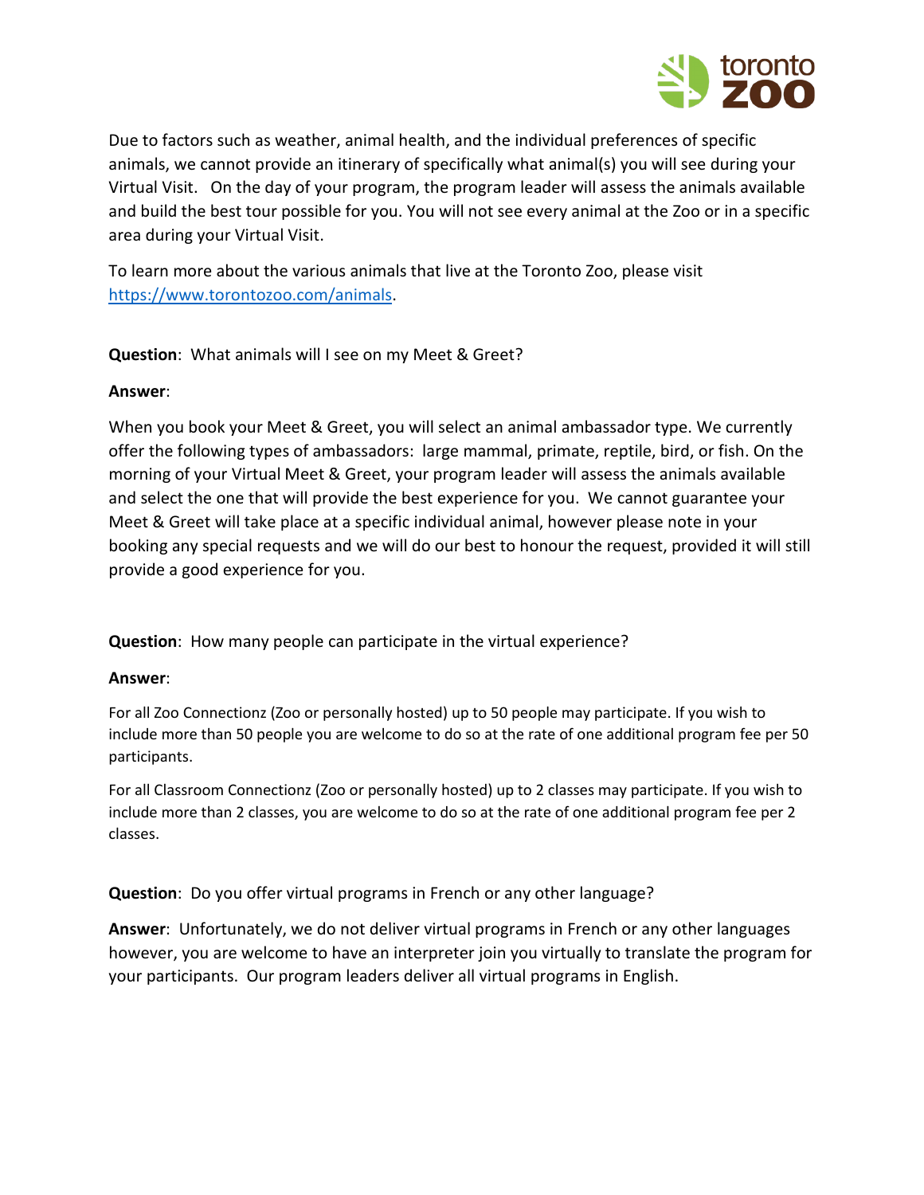Due to factors such as weather, animal health, and the individual preferences of specific animals, we cannot provide an itinerary of specifically what animal(s) you will see during your Virtual Visit. On the day of your program, the program leader will assess the animals available and build the best tour possible for you. You will not see every animal at the Zoo or in a specific area during your Virtual Visit.

To learn more about the various animals that live at the Toronto Zoo, please visit https://www.torontozoo.com/animals.

**Question**: What animals will I see on my Meet & Greet?

**Answer**:

When you book your Meet & Greet, you will select an animal ambassador type. We currently offer the following types of ambassadors: large mammal, primate, reptile, bird, or fish. On the morning of your Virtual Meet & Greet, your program leader will assess the animals available and select the one that will provide the best experience for you. We cannot guarantee your Meet & Greet will take place at a specific individual animal, however please note in your booking any special requests and we will do our best to honour the request, provided it will still provide a good experience for you.

**Question**: How many people can participate in the virtual experience?

**Answer**:

For all Zoo Connectionz (Zoo or personally hosted) up to 50 people may participate. If you wish to include more than 50 people you are welcome to do so at the rate of one additional program fee per 50 participants.

For all Classroom Connectionz (Zoo or personally hosted) up to 2 classes may participate. If you wish to include more than 2 classes, you are welcome to do so at the rate of one additional program fee per 2 classes.

**Question**: Do you offer virtual programs in French or any other language?

**Answer**: Unfortunately, we do not deliver virtual programs in French or any other languages however, you are welcome to have an interpreter join you virtually to translate the program for your participants. Our program leaders deliver all virtual programs in English.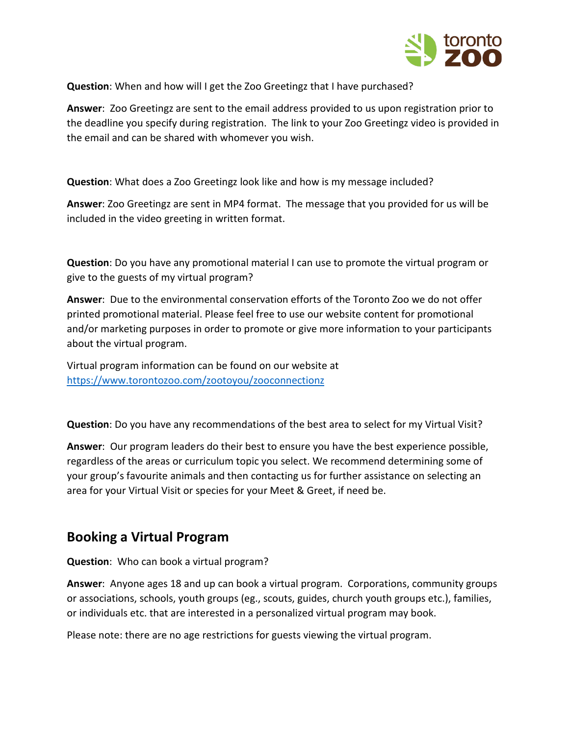**Question**: When and how will I get the Zoo Greetingz that I have purchased?

**Answer**: Zoo Greetingz are sent to the email address provided to us upon registration prior to the deadline you specify during registration. The link to your Zoo Greetingz video is provided in the email and can be shared with whomever you wish.

**Question**: What does a Zoo Greetingz look like and how is my message included?

**Answer**: Zoo Greetingz are sent in MP4 format. The message that you provided for us will be included in the video greeting in written format.

**Question**: Do you have any promotional material I can use to promote the virtual program or give to the guests of my virtual program?

**Answer**: Due to the environmental conservation efforts of the Toronto Zoo we do not offer printed promotional material. Please feel free to use our website content for promotional and/or marketing purposes in order to promote or give more information to your participants about the virtual program.

Virtual program information can be found on our website at [https://www.torontozoo.com/zootoyou/zooconnectionz](https://www.torontozoo.com/zootoyou/zooconnectionz)

**Question**: Do you have any recommendations of the best area to select for my Virtual Visit?

**Answer**: Our program leaders do their best to ensure you have the best experience possible, regardless of the areas or curriculum topic you select. We recommend determining some of your group's favourite animals and then contacting us for further assistance on selecting an area for your Virtual Visit or species for your Meet & Greet, if need be.

## Booking a Virtual Program

**Question**: Who can book a virtual program?

**Answer**: Anyone ages 18 and up can book a virtual program. Corporations, community groups or associations, schools, youth groups (eg., scouts, guides, church youth groups etc.), families, or individuals etc. that are interested in a personalized virtual program may book.

Please note: there are no age restrictions for guests viewing the virtual program.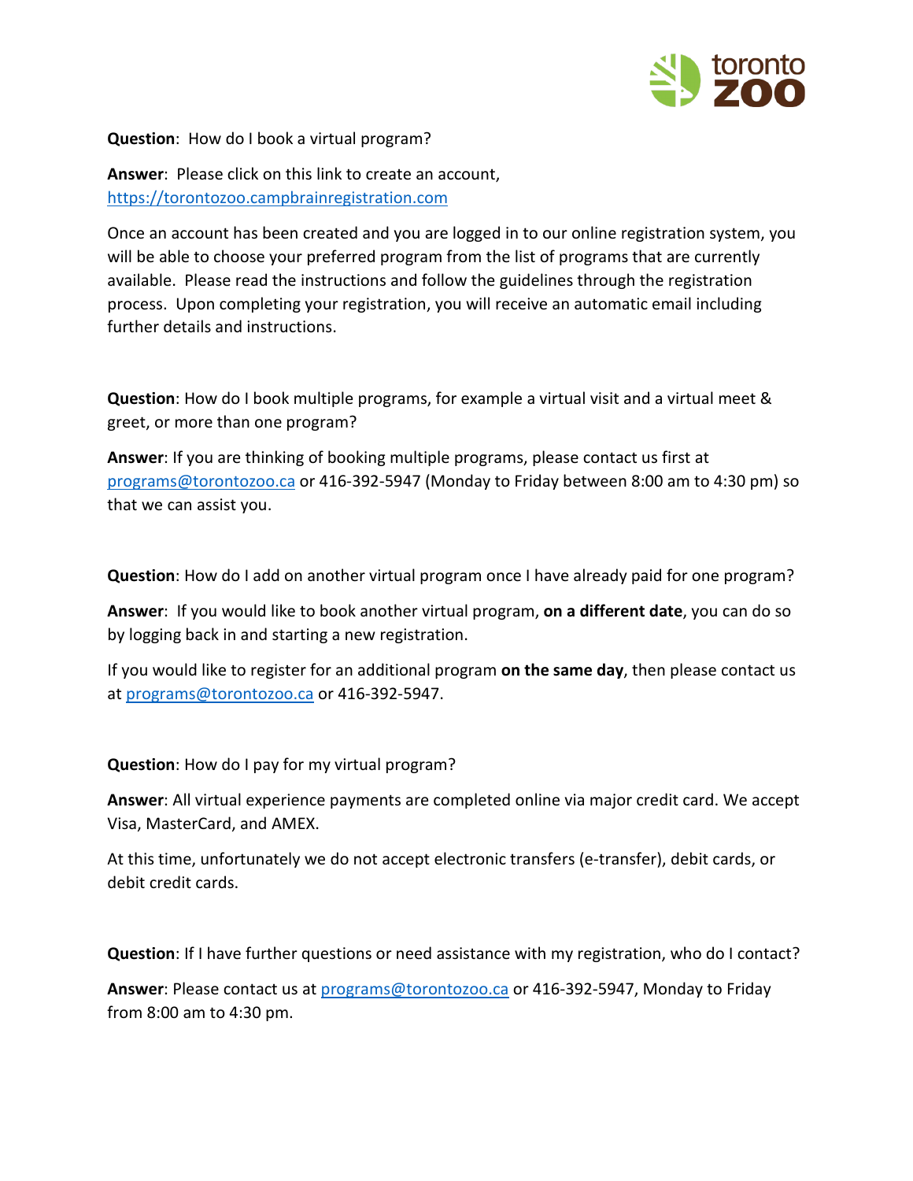**Question**: How do I book a virtual program?

**Answer**: Please click on this link to create an account, https://torontozoo.campbrainregistration.com

Once an account has been created and you are logged in to our online registration system, you will be able to choose your preferred program from the list of programs that are currently available. Please read the instructions and follow the guidelines through the registration process. Upon completing your registration, you will receive an automatic email including further details and instructions.

**Question**: How do I book multiple programs, for example a virtual visit and a virtual meet & greet, or more than one program?

**Answer**: If you are thinking of booking multiple programs, please contact us first at programs@torontozoo.ca or 416-392-5947 (Monday to Friday between 8:00 am to 4:30 pm) so that we can assist you.

**Question**: How do I add on another virtual program once I have already paid for one program?

**Answer**: If you would like to book another virtual program, **on a different date**, you can do so by logging back in and starting a new registration.

If you would like to register for an additional program **on the same day**, then please contact us at programs@torontozoo.ca or 416-392-5947.

**Question**: How do I pay for my virtual program?

**Answer**: All virtual experience payments are completed online via major credit card. We accept Visa, MasterCard, and AMEX.

At this time, unfortunately we do not accept electronic transfers (e-transfer), debit cards, or debit credit cards.

**Question**: If I have further questions or need assistance with my registration, who do I contact?

**Answer**: Please contact us at programs@torontozoo.ca or 416-392-5947, Monday to Friday from 8:00 am to 4:30 pm.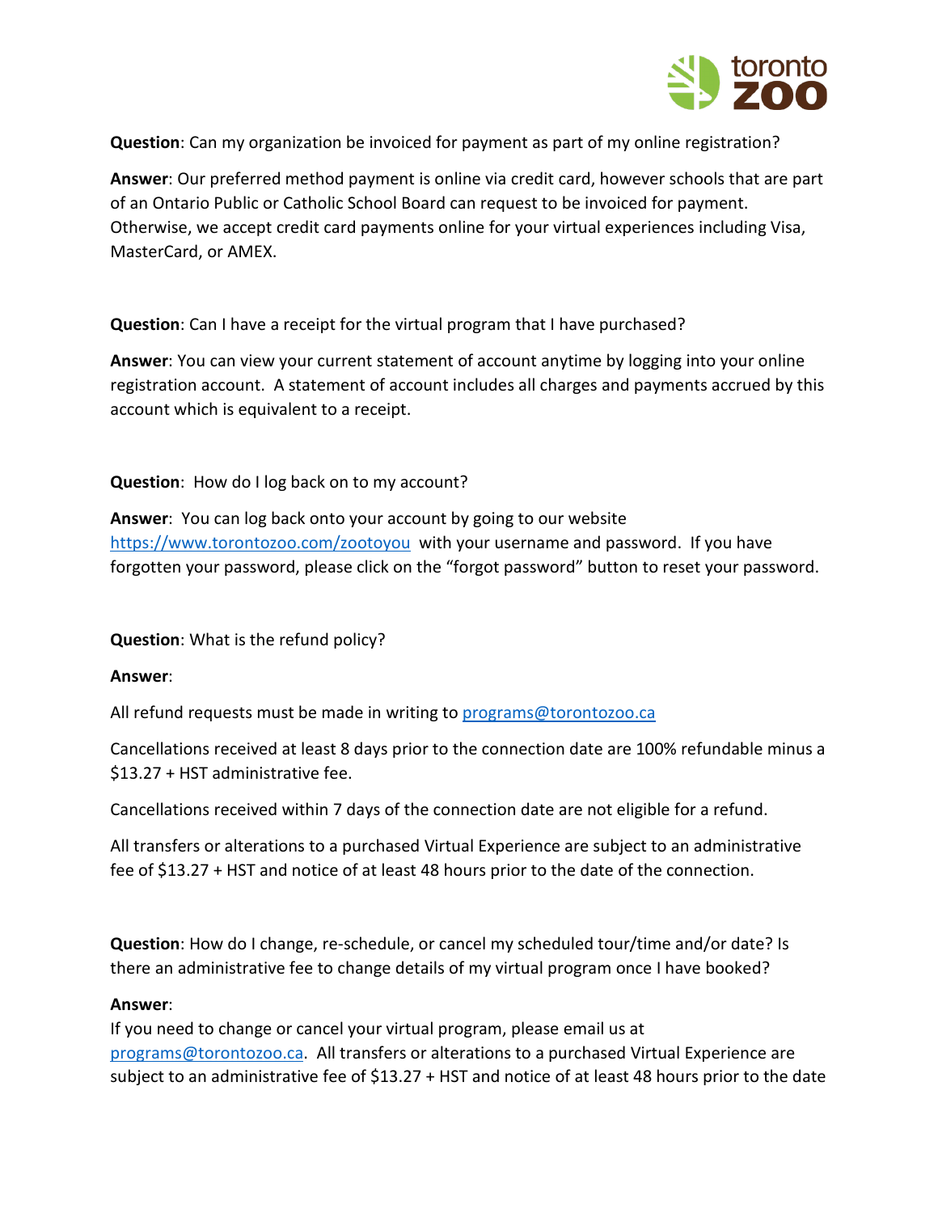**Question**: Can my organization be invoiced for payment as part of my online registration?

**Answer**: Our preferred method payment is online via credit card, however schools that are part of an Ontario Public or Catholic School Board can request to be invoiced for payment. Otherwise, we accept credit card payments online for your virtual experiences including Visa, MasterCard, or AMEX.

**Question**: Can I have a receipt for the virtual program that I have purchased?

**Answer**: You can view your current statement of account anytime by logging into your online registration account. A statement of account includes all charges and payments accrued by this account which is equivalent to a receipt.

**Question**: How do I log back on to my account?

**Answer**: You can log back onto your account by going to our website [https://www.torontozoo.com/zootoyou](https://www.torontozoo.com/zootoyou) with your username and password. If you have forgotten your password, please click on the "forgot password" button to reset your password.

**Question**: What is the refund policy?

**Answer**:

All refund requests must be made in writing to [programs@torontozoo.ca](mailto:programs@torontozoo.ca)

Cancellations received at least 8 days prior to the connection date are 100% refundable minus a $13.27 + HST administrative fee.

Cancellations received within 7 days of the connection date are not eligible for a refund.

All transfers or alterations to a purchased Virtual Experience are subject to an administrative fee of $13.27 + HST and notice of at least 48 hours prior to the date of the connection.

**Question**: How do I change, re-schedule, or cancel my scheduled tour/time and/or date? Is there an administrative fee to change details of my virtual program once I have booked?

**Answer**:
If you need to change or cancel your virtual program, please email us at [programs@torontozoo.ca](mailto:programs@torontozoo.ca). All transfers or alterations to a purchased Virtual Experience are subject to an administrative fee of $13.27 + HST and notice of at least 48 hours prior to the date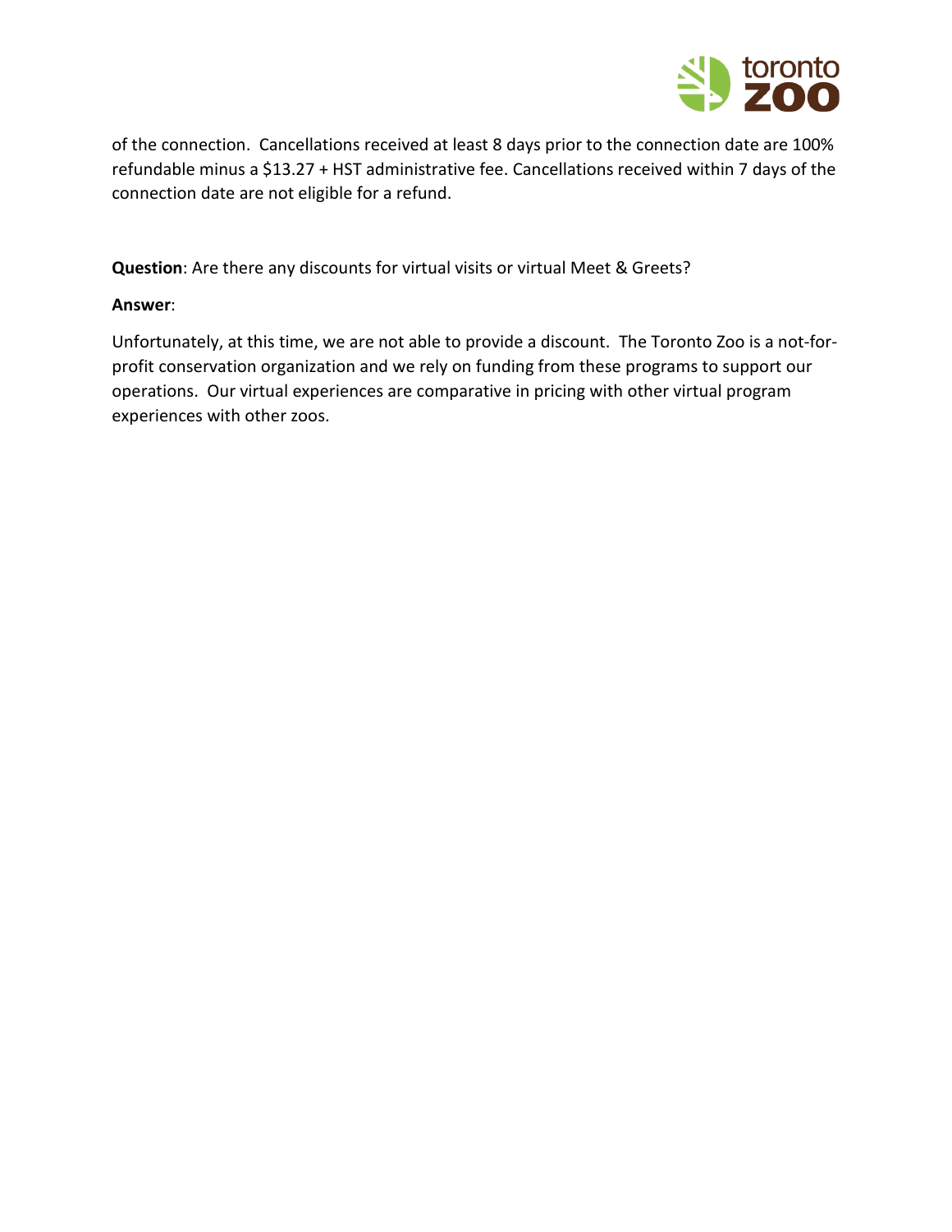of the connection. Cancellations received at least 8 days prior to the connection date are 100% refundable minus a $13.27 + HST administrative fee. Cancellations received within 7 days of the connection date are not eligible for a refund.

**Question**: Are there any discounts for virtual visits or virtual Meet & Greets?

**Answer**:

Unfortunately, at this time, we are not able to provide a discount. The Toronto Zoo is a not-for-profit conservation organization and we rely on funding from these programs to support our operations. Our virtual experiences are comparative in pricing with other virtual program experiences with other zoos.